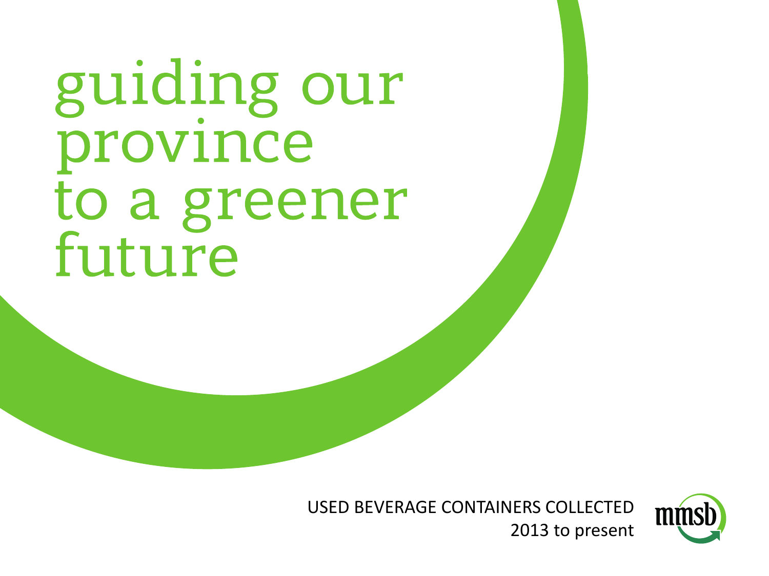# guiding our province to a greener future

USED BEVERAGE CONTAINERS COLLECTED
2013 to present

mmsb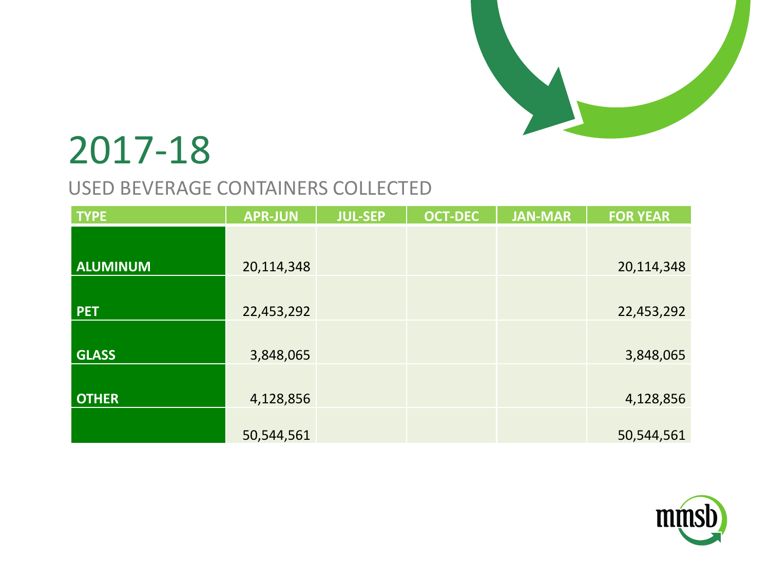# 2017-18

## USED BEVERAGE CONTAINERS COLLECTED

| TYPE | APR-JUN | JUL-SEP | OCT-DEC | JAN-MAR | FOR YEAR |
|---|---|---|---|---|---|
| **ALUMINUM** | 20,114,348 | | | | 20,114,348 |
| **PET** | 22,453,292 | | | | 22,453,292 |
| **GLASS** | 3,848,065 | | | | 3,848,065 |
| **OTHER** | 4,128,856 | | | | 4,128,856 |
| | 50,544,561 | | | | 50,544,561 |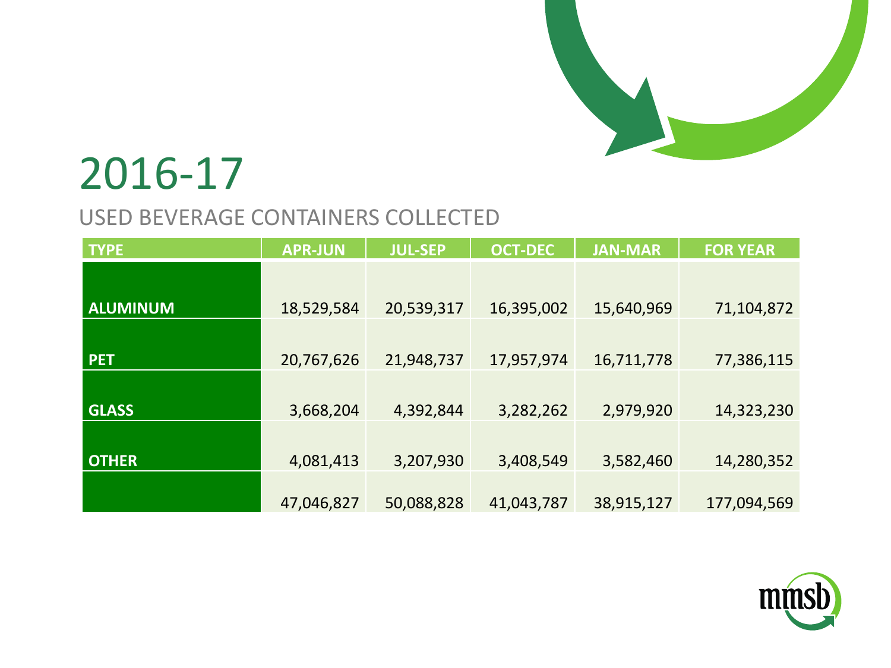# 2016-17

## USED BEVERAGE CONTAINERS COLLECTED

| TYPE | APR-JUN | JUL-SEP | OCT-DEC | JAN-MAR | FOR YEAR |
|---|---|---|---|---|---|
| ALUMINUM | 18,529,584 | 20,539,317 | 16,395,002 | 15,640,969 | 71,104,872 |
| PET | 20,767,626 | 21,948,737 | 17,957,974 | 16,711,778 | 77,386,115 |
| GLASS | 3,668,204 | 4,392,844 | 3,282,262 | 2,979,920 | 14,323,230 |
| OTHER | 4,081,413 | 3,207,930 | 3,408,549 | 3,582,460 | 14,280,352 |
| | 47,046,827 | 50,088,828 | 41,043,787 | 38,915,127 | 177,094,569 |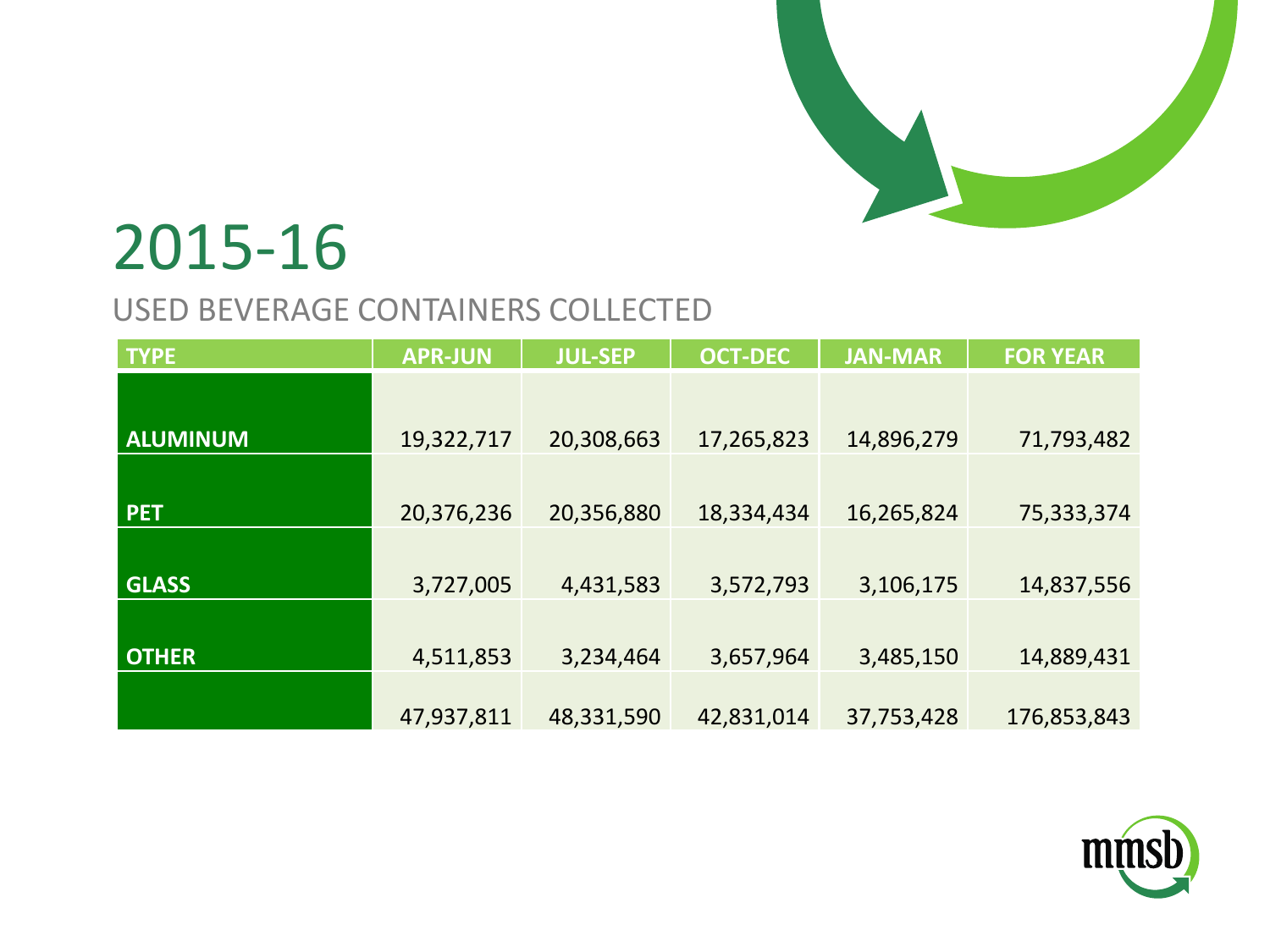# 2015-16

## USED BEVERAGE CONTAINERS COLLECTED

| TYPE | APR-JUN | JUL-SEP | OCT-DEC | JAN-MAR | FOR YEAR |
|---|---|---|---|---|---|
| ALUMINUM | 19,322,717 | 20,308,663 | 17,265,823 | 14,896,279 | 71,793,482 |
| PET | 20,376,236 | 20,356,880 | 18,334,434 | 16,265,824 | 75,333,374 |
| GLASS | 3,727,005 | 4,431,583 | 3,572,793 | 3,106,175 | 14,837,556 |
| OTHER | 4,511,853 | 3,234,464 | 3,657,964 | 3,485,150 | 14,889,431 |
| | 47,937,811 | 48,331,590 | 42,831,014 | 37,753,428 | 176,853,843 |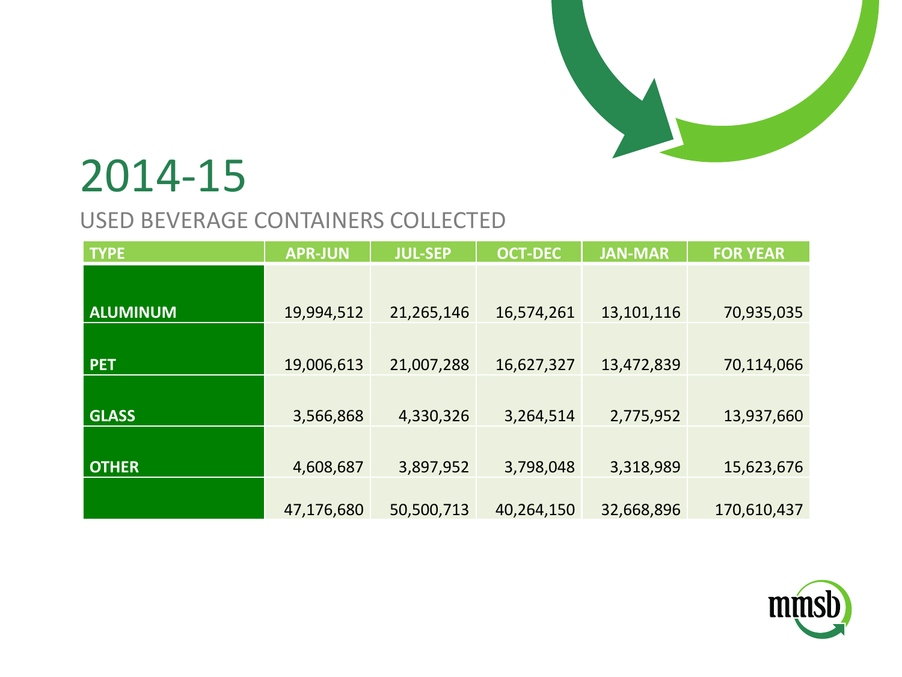# 2014-15

USED BEVERAGE CONTAINERS COLLECTED

| TYPE | APR-JUN | JUL-SEP | OCT-DEC | JAN-MAR | FOR YEAR |
|---|---|---|---|---|---|
| ALUMINUM | 19,994,512 | 21,265,146 | 16,574,261 | 13,101,116 | 70,935,035 |
| PET | 19,006,613 | 21,007,288 | 16,627,327 | 13,472,839 | 70,114,066 |
| GLASS | 3,566,868 | 4,330,326 | 3,264,514 | 2,775,952 | 13,937,660 |
| OTHER | 4,608,687 | 3,897,952 | 3,798,048 | 3,318,989 | 15,623,676 |
| | 47,176,680 | 50,500,713 | 40,264,150 | 32,668,896 | 170,610,437 |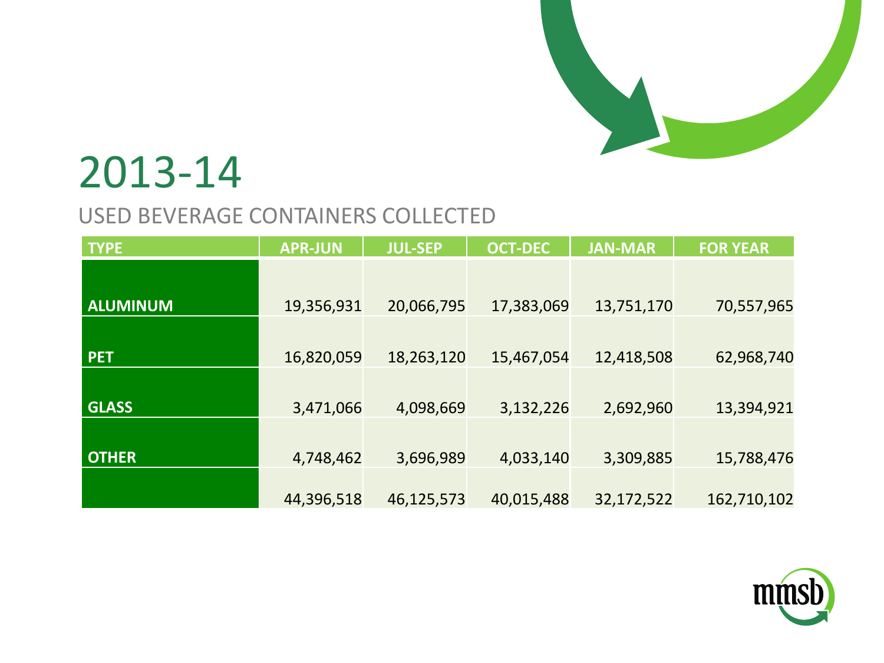# 2013-14

## USED BEVERAGE CONTAINERS COLLECTED

| TYPE | APR-JUN | JUL-SEP | OCT-DEC | JAN-MAR | FOR YEAR |
|---|---|---|---|---|---|
| ALUMINUM | 19,356,931 | 20,066,795 | 17,383,069 | 13,751,170 | 70,557,965 |
| PET | 16,820,059 | 18,263,120 | 15,467,054 | 12,418,508 | 62,968,740 |
| GLASS | 3,471,066 | 4,098,669 | 3,132,226 | 2,692,960 | 13,394,921 |
| OTHER | 4,748,462 | 3,696,989 | 4,033,140 | 3,309,885 | 15,788,476 |
| | 44,396,518 | 46,125,573 | 40,015,488 | 32,172,522 | 162,710,102 |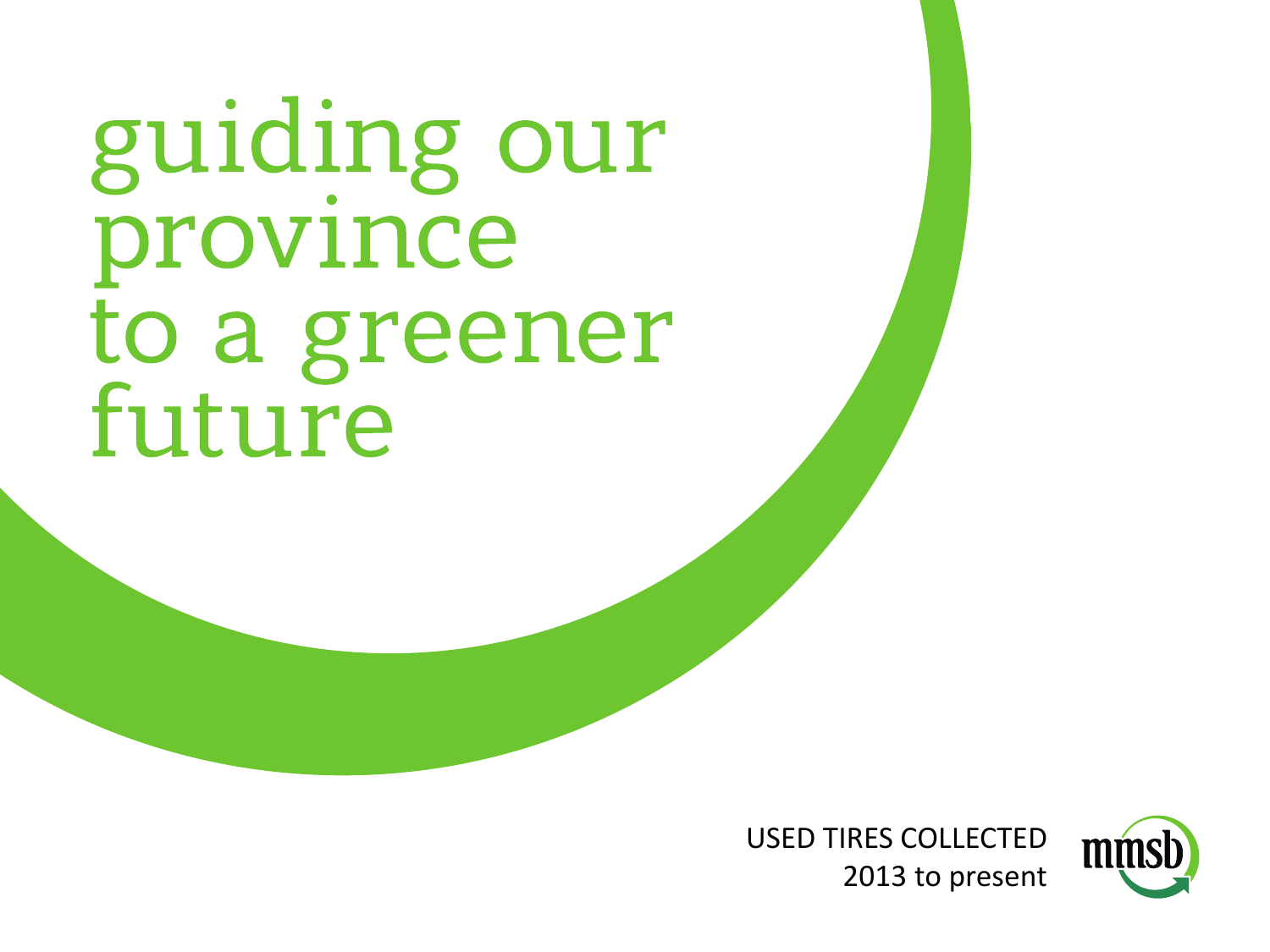# guiding our province to a greener future

USED TIRES COLLECTED
2013 to present

mmsb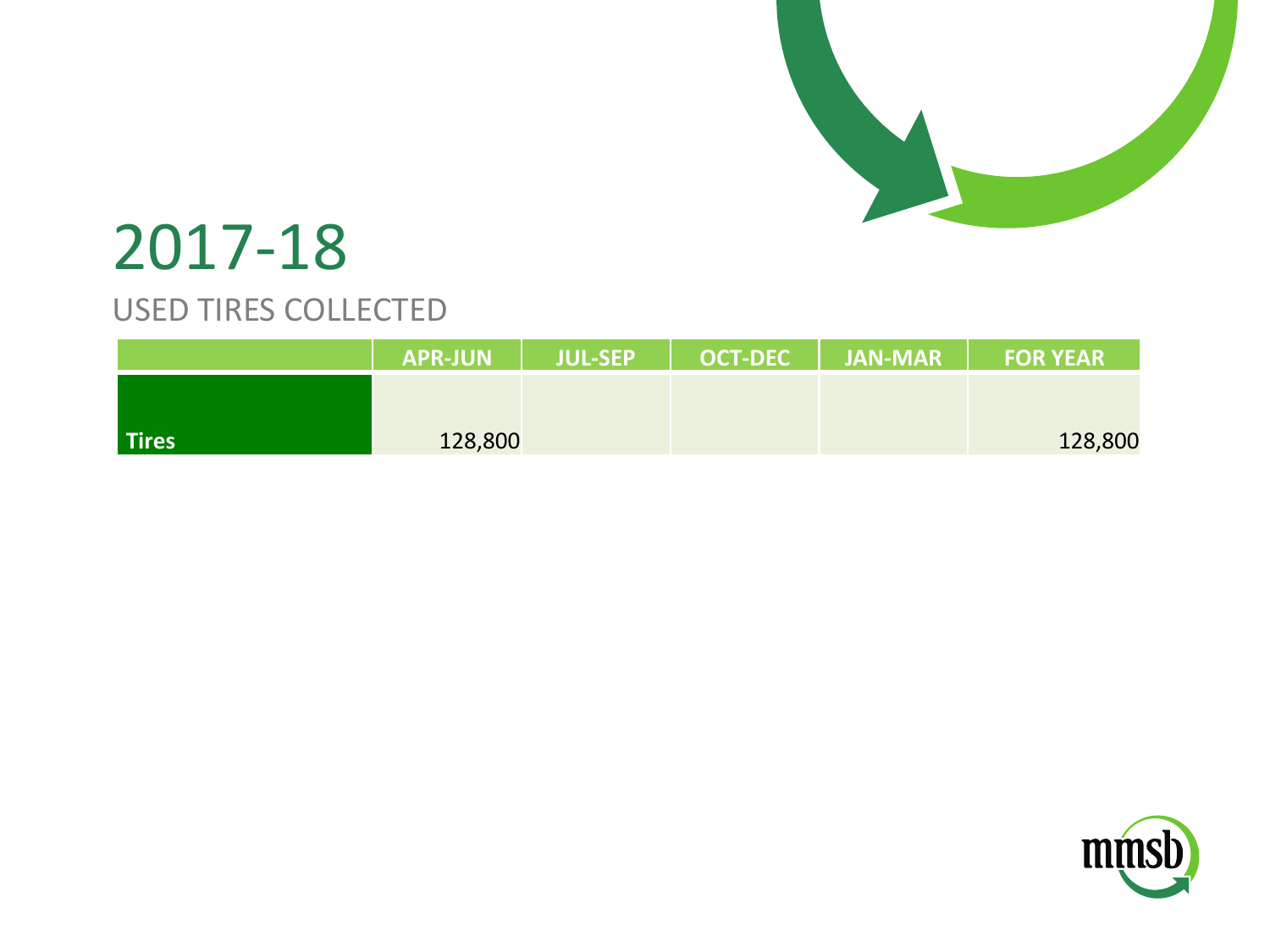# 2017-18

## USED TIRES COLLECTED

| | APR-JUN | JUL-SEP | OCT-DEC | JAN-MAR | FOR YEAR |
|---|---|---|---|---|---|
| **Tires** | 128,800 | | | | 128,800 |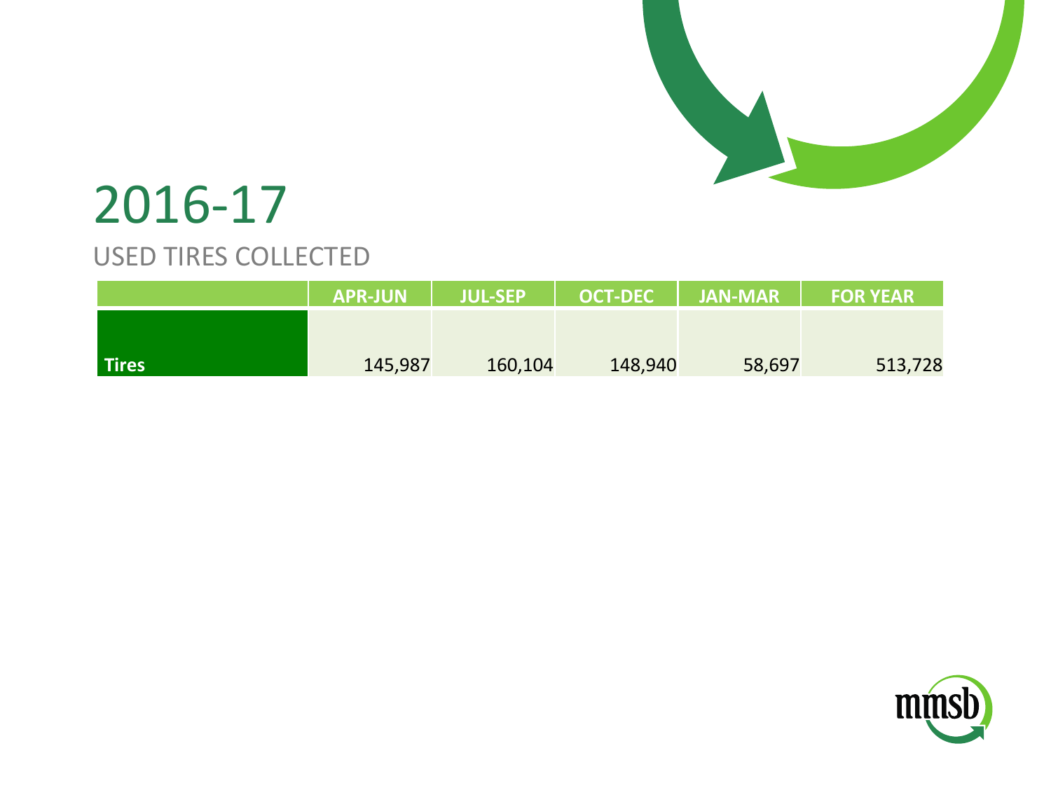# 2016-17

## USED TIRES COLLECTED

| | APR-JUN | JUL-SEP | OCT-DEC | JAN-MAR | FOR YEAR |
|---|---|---|---|---|---|
| **Tires** | 145,987 | 160,104 | 148,940 | 58,697 | 513,728 |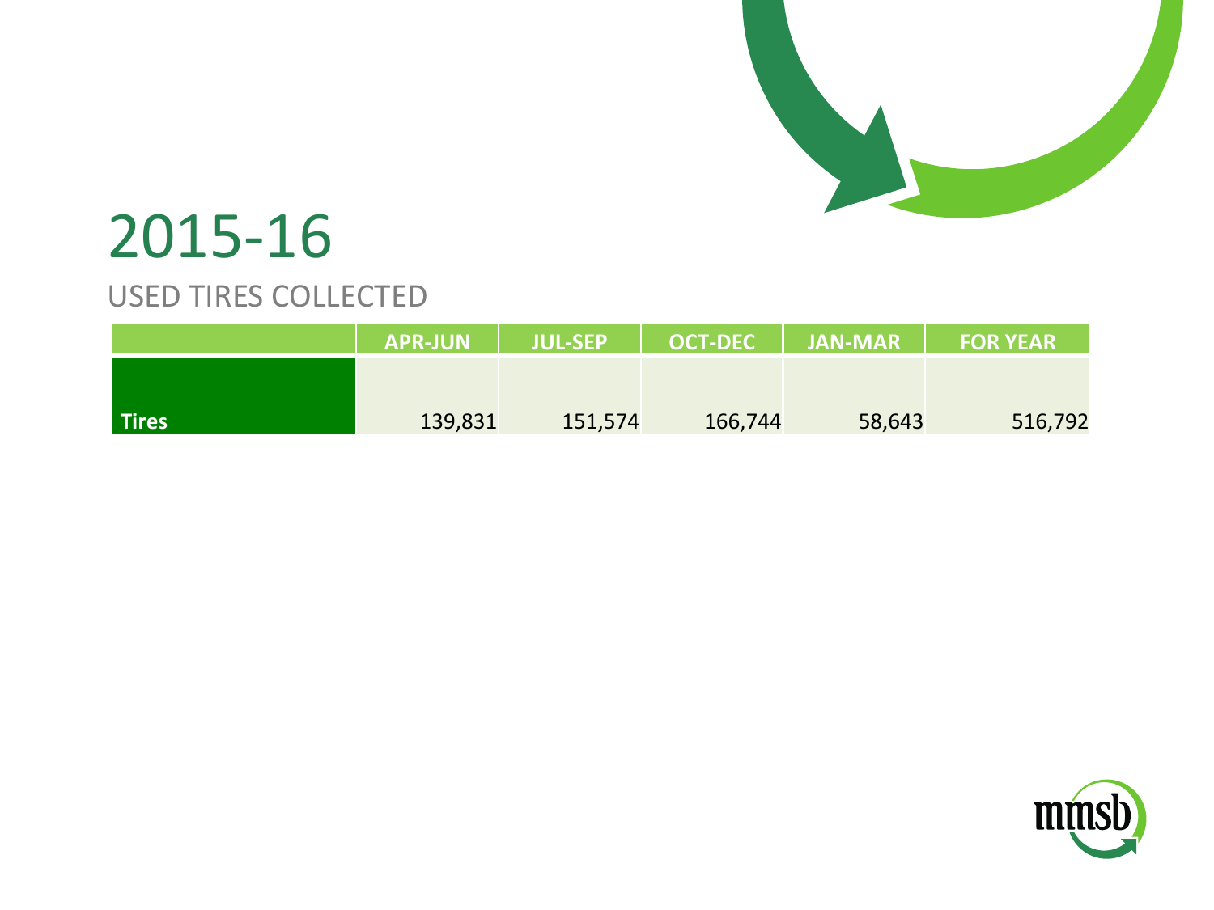# 2015-16

## USED TIRES COLLECTED

| | APR-JUN | JUL-SEP | OCT-DEC | JAN-MAR | FOR YEAR |
|---|---|---|---|---|---|
| **Tires** | 139,831 | 151,574 | 166,744 | 58,643 | 516,792 |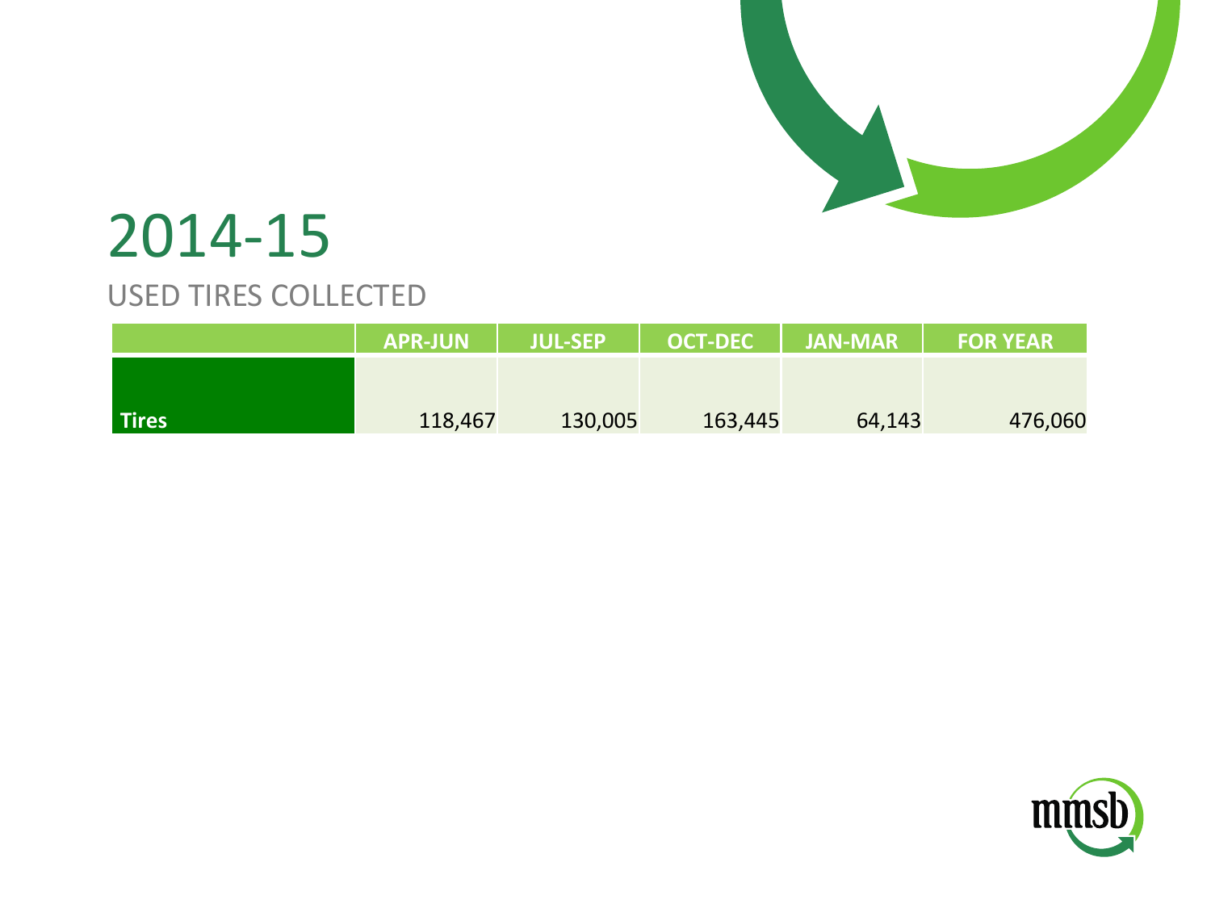# 2014-15

## USED TIRES COLLECTED

| | APR-JUN | JUL-SEP | OCT-DEC | JAN-MAR | FOR YEAR |
|---|---|---|---|---|---|
| **Tires** | 118,467 | 130,005 | 163,445 | 64,143 | 476,060 |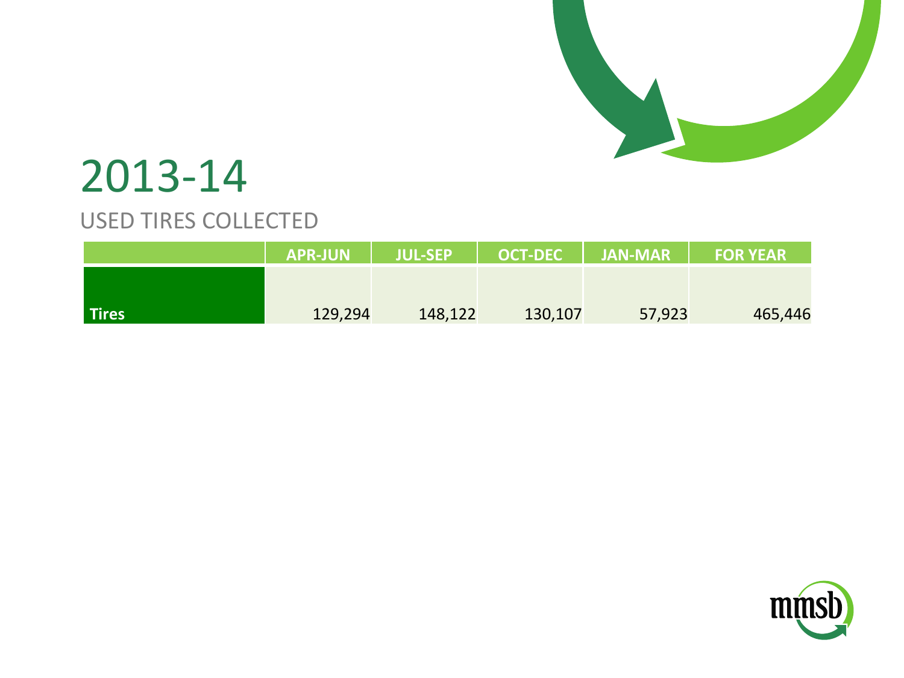# 2013-14

## USED TIRES COLLECTED

| | APR-JUN | JUL-SEP | OCT-DEC | JAN-MAR | FOR YEAR |
|---|---|---|---|---|---|
| **Tires** | 129,294 | 148,122 | 130,107 | 57,923 | 465,446 |